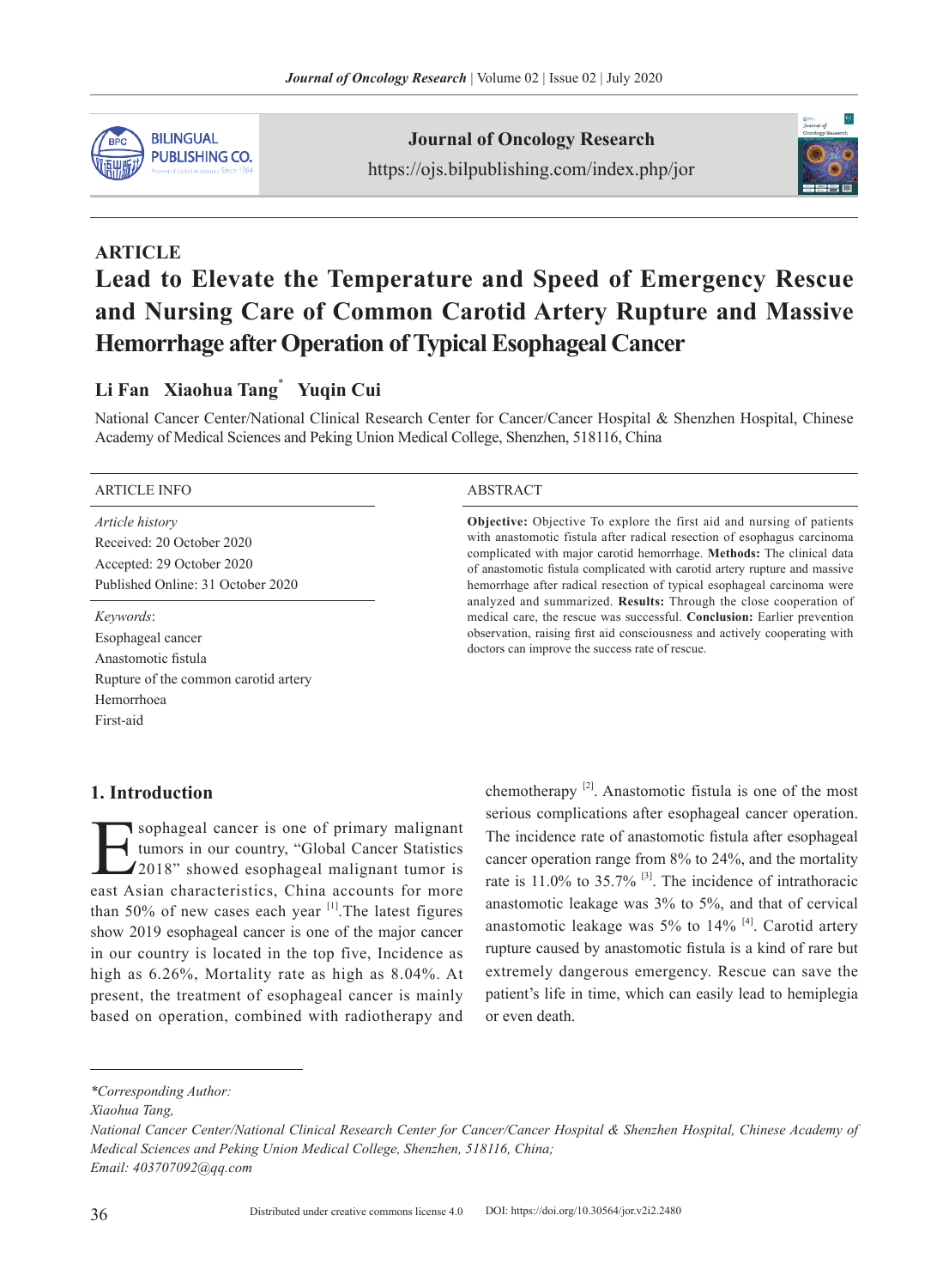ARTICLE

# Lead to Elevate the Temperature and Speed of Emergency Rescue and Nursing Care of Common Carotid Artery Rupture and Massive Hemorrhage after Operation of Typical Esophageal Cancer

**Li Fan  Xiaohua Tang*  Yuqin Cui**

National Cancer Center/National Clinical Research Center for Cancer/Cancer Hospital & Shenzhen Hospital, Chinese Academy of Medical Sciences and Peking Union Medical College, Shenzhen, 518116, China

ARTICLE INFO

*Article history*
Received: 20 October 2020
Accepted: 29 October 2020
Published Online: 31 October 2020

*Keywords*:
Esophageal cancer
Anastomotic fistula
Rupture of the common carotid artery
Hemorrhoea
First-aid

ABSTRACT

**Objective:** Objective To explore the first aid and nursing of patients with anastomotic fistula after radical resection of esophagus carcinoma complicated with major carotid hemorrhage. **Methods:** The clinical data of anastomotic fistula complicated with carotid artery rupture and massive hemorrhage after radical resection of typical esophageal carcinoma were analyzed and summarized. **Results:** Through the close cooperation of medical care, the rescue was successful. **Conclusion:** Earlier prevention observation, raising first aid consciousness and actively cooperating with doctors can improve the success rate of rescue.

## 1. Introduction

Esophageal cancer is one of primary malignant tumors in our country, "Global Cancer Statistics 2018" showed esophageal malignant tumor is east Asian characteristics, China accounts for more than 50% of new cases each year [1].The latest figures show 2019 esophageal cancer is one of the major cancer in our country is located in the top five, Incidence as high as 6.26%, Mortality rate as high as 8.04%. At present, the treatment of esophageal cancer is mainly based on operation, combined with radiotherapy and chemotherapy [2]. Anastomotic fistula is one of the most serious complications after esophageal cancer operation. The incidence rate of anastomotic fistula after esophageal cancer operation range from 8% to 24%, and the mortality rate is 11.0% to 35.7% [3]. The incidence of intrathoracic anastomotic leakage was 3% to 5%, and that of cervical anastomotic leakage was 5% to 14% [4]. Carotid artery rupture caused by anastomotic fistula is a kind of rare but extremely dangerous emergency. Rescue can save the patient's life in time, which can easily lead to hemiplegia or even death.

*Corresponding Author:*
*Xiaohua Tang,*
*National Cancer Center/National Clinical Research Center for Cancer/Cancer Hospital & Shenzhen Hospital, Chinese Academy of Medical Sciences and Peking Union Medical College, Shenzhen, 518116, China;*
*Email: 403707092@qq.com*

Distributed under creative commons license 4.0  DOI: https://doi.org/10.30564/jor.v2i2.2480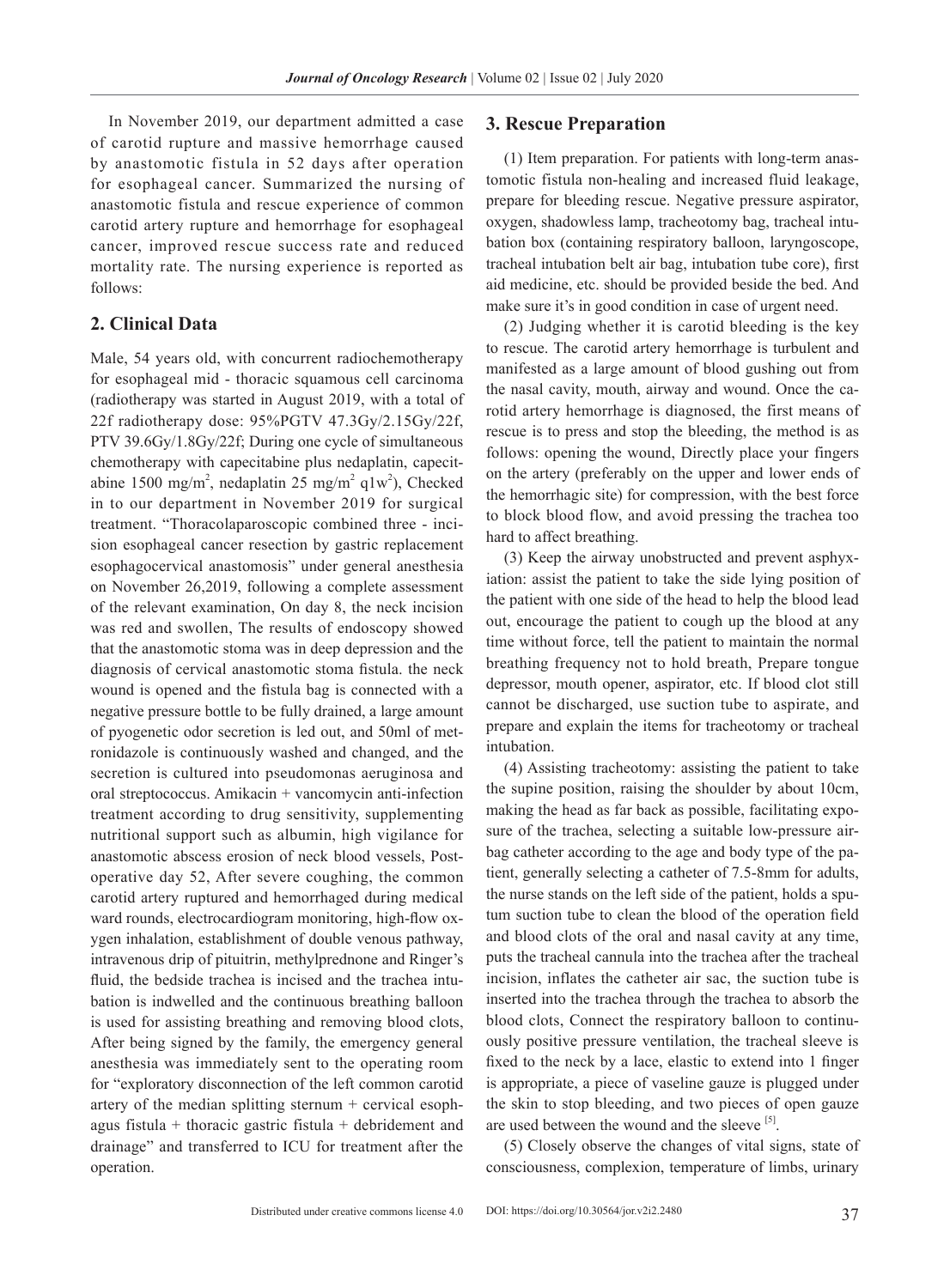In November 2019, our department admitted a case of carotid rupture and massive hemorrhage caused by anastomotic fistula in 52 days after operation for esophageal cancer. Summarized the nursing of anastomotic fistula and rescue experience of common carotid artery rupture and hemorrhage for esophageal cancer, improved rescue success rate and reduced mortality rate. The nursing experience is reported as follows:

## 2. Clinical Data

Male, 54 years old, with concurrent radiochemotherapy for esophageal mid - thoracic squamous cell carcinoma (radiotherapy was started in August 2019, with a total of 22f radiotherapy dose: 95%PGTV 47.3Gy/2.15Gy/22f, PTV 39.6Gy/1.8Gy/22f; During one cycle of simultaneous chemotherapy with capecitabine plus nedaplatin, capecitabine 1500 mg/$m^2$, nedaplatin 25 mg/$m^2$ q1$w^2$), Checked in to our department in November 2019 for surgical treatment. "Thoracolaparoscopic combined three - incision esophageal cancer resection by gastric replacement esophagocervical anastomosis" under general anesthesia on November 26,2019, following a complete assessment of the relevant examination, On day 8, the neck incision was red and swollen, The results of endoscopy showed that the anastomotic stoma was in deep depression and the diagnosis of cervical anastomotic stoma fistula. the neck wound is opened and the fistula bag is connected with a negative pressure bottle to be fully drained, a large amount of pyogenetic odor secretion is led out, and 50ml of metronidazole is continuously washed and changed, and the secretion is cultured into pseudomonas aeruginosa and oral streptococcus. Amikacin + vancomycin anti-infection treatment according to drug sensitivity, supplementing nutritional support such as albumin, high vigilance for anastomotic abscess erosion of neck blood vessels, Postoperative day 52, After severe coughing, the common carotid artery ruptured and hemorrhaged during medical ward rounds, electrocardiogram monitoring, high-flow oxygen inhalation, establishment of double venous pathway, intravenous drip of pituitrin, methylprednone and Ringer's fluid, the bedside trachea is incised and the trachea intubation is indwelled and the continuous breathing balloon is used for assisting breathing and removing blood clots, After being signed by the family, the emergency general anesthesia was immediately sent to the operating room for "exploratory disconnection of the left common carotid artery of the median splitting sternum + cervical esophagus fistula + thoracic gastric fistula + debridement and drainage" and transferred to ICU for treatment after the operation.

## 3. Rescue Preparation

(1) Item preparation. For patients with long-term anastomotic fistula non-healing and increased fluid leakage, prepare for bleeding rescue. Negative pressure aspirator, oxygen, shadowless lamp, tracheotomy bag, tracheal intubation box (containing respiratory balloon, laryngoscope, tracheal intubation belt air bag, intubation tube core), first aid medicine, etc. should be provided beside the bed. And make sure it's in good condition in case of urgent need.

(2) Judging whether it is carotid bleeding is the key to rescue. The carotid artery hemorrhage is turbulent and manifested as a large amount of blood gushing out from the nasal cavity, mouth, airway and wound. Once the carotid artery hemorrhage is diagnosed, the first means of rescue is to press and stop the bleeding, the method is as follows: opening the wound, Directly place your fingers on the artery (preferably on the upper and lower ends of the hemorrhagic site) for compression, with the best force to block blood flow, and avoid pressing the trachea too hard to affect breathing.

(3) Keep the airway unobstructed and prevent asphyxiation: assist the patient to take the side lying position of the patient with one side of the head to help the blood lead out, encourage the patient to cough up the blood at any time without force, tell the patient to maintain the normal breathing frequency not to hold breath, Prepare tongue depressor, mouth opener, aspirator, etc. If blood clot still cannot be discharged, use suction tube to aspirate, and prepare and explain the items for tracheotomy or tracheal intubation.

(4) Assisting tracheotomy: assisting the patient to take the supine position, raising the shoulder by about 10cm, making the head as far back as possible, facilitating exposure of the trachea, selecting a suitable low-pressure airbag catheter according to the age and body type of the patient, generally selecting a catheter of 7.5-8mm for adults, the nurse stands on the left side of the patient, holds a sputum suction tube to clean the blood of the operation field and blood clots of the oral and nasal cavity at any time, puts the tracheal cannula into the trachea after the tracheal incision, inflates the catheter air sac, the suction tube is inserted into the trachea through the trachea to absorb the blood clots, Connect the respiratory balloon to continuously positive pressure ventilation, the tracheal sleeve is fixed to the neck by a lace, elastic to extend into 1 finger is appropriate, a piece of vaseline gauze is plugged under the skin to stop bleeding, and two pieces of open gauze are used between the wound and the sleeve [5].

(5) Closely observe the changes of vital signs, state of consciousness, complexion, temperature of limbs, urinary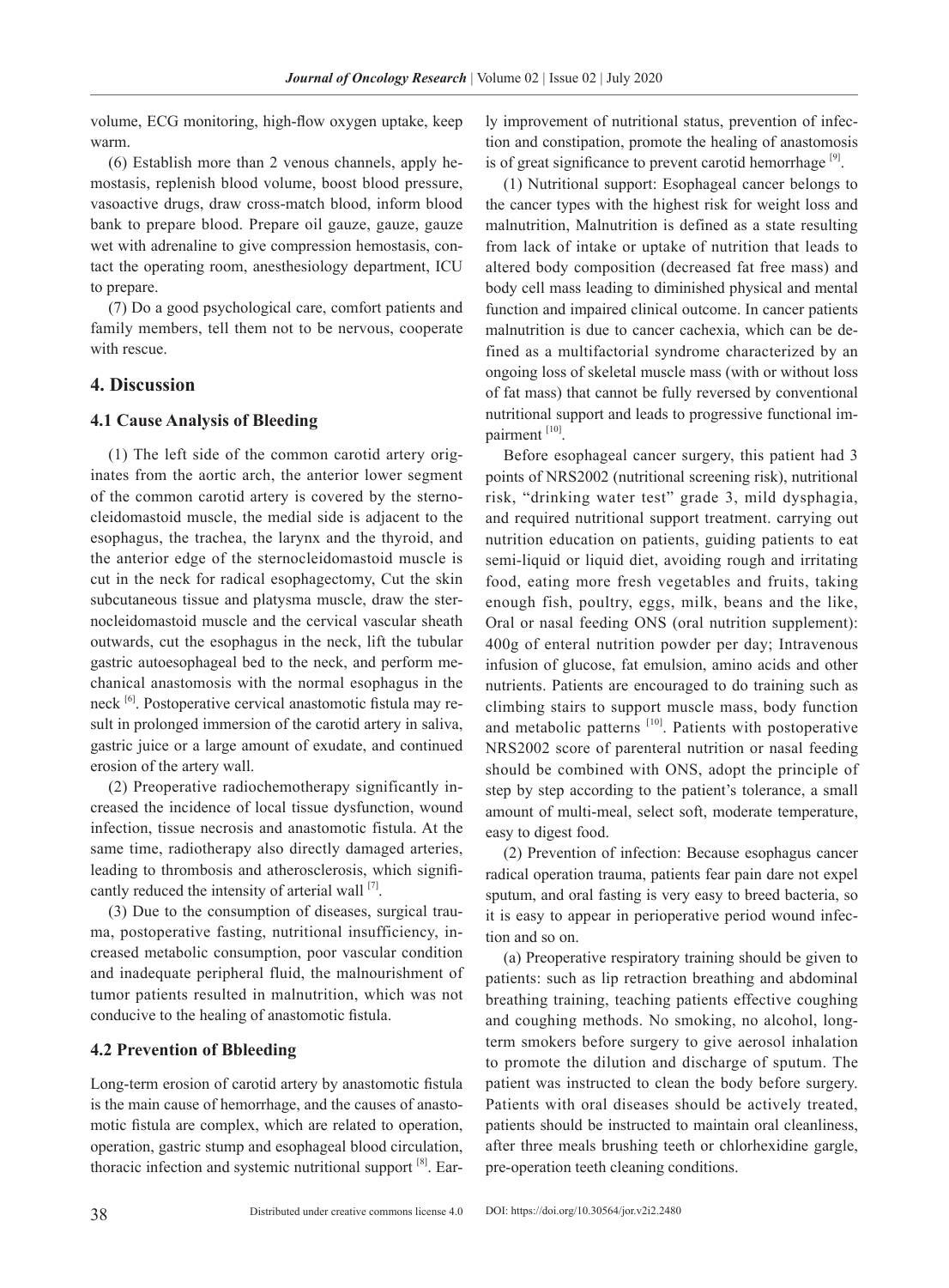volume, ECG monitoring, high-flow oxygen uptake, keep warm.

(6) Establish more than 2 venous channels, apply hemostasis, replenish blood volume, boost blood pressure, vasoactive drugs, draw cross-match blood, inform blood bank to prepare blood. Prepare oil gauze, gauze, gauze wet with adrenaline to give compression hemostasis, contact the operating room, anesthesiology department, ICU to prepare.

(7) Do a good psychological care, comfort patients and family members, tell them not to be nervous, cooperate with rescue.

## 4. Discussion

### 4.1 Cause Analysis of Bleeding

(1) The left side of the common carotid artery originates from the aortic arch, the anterior lower segment of the common carotid artery is covered by the sternocleidomastoid muscle, the medial side is adjacent to the esophagus, the trachea, the larynx and the thyroid, and the anterior edge of the sternocleidomastoid muscle is cut in the neck for radical esophagectomy, Cut the skin subcutaneous tissue and platysma muscle, draw the sternocleidomastoid muscle and the cervical vascular sheath outwards, cut the esophagus in the neck, lift the tubular gastric autoesophageal bed to the neck, and perform mechanical anastomosis with the normal esophagus in the neck [6]. Postoperative cervical anastomotic fistula may result in prolonged immersion of the carotid artery in saliva, gastric juice or a large amount of exudate, and continued erosion of the artery wall.

(2) Preoperative radiochemotherapy significantly increased the incidence of local tissue dysfunction, wound infection, tissue necrosis and anastomotic fistula. At the same time, radiotherapy also directly damaged arteries, leading to thrombosis and atherosclerosis, which significantly reduced the intensity of arterial wall [7].

(3) Due to the consumption of diseases, surgical trauma, postoperative fasting, nutritional insufficiency, increased metabolic consumption, poor vascular condition and inadequate peripheral fluid, the malnourishment of tumor patients resulted in malnutrition, which was not conducive to the healing of anastomotic fistula.

### 4.2 Prevention of Bbleeding

Long-term erosion of carotid artery by anastomotic fistula is the main cause of hemorrhage, and the causes of anastomotic fistula are complex, which are related to operation, operation, gastric stump and esophageal blood circulation, thoracic infection and systemic nutritional support [8]. Early improvement of nutritional status, prevention of infection and constipation, promote the healing of anastomosis is of great significance to prevent carotid hemorrhage [9].

(1) Nutritional support: Esophageal cancer belongs to the cancer types with the highest risk for weight loss and malnutrition, Malnutrition is defined as a state resulting from lack of intake or uptake of nutrition that leads to altered body composition (decreased fat free mass) and body cell mass leading to diminished physical and mental function and impaired clinical outcome. In cancer patients malnutrition is due to cancer cachexia, which can be defined as a multifactorial syndrome characterized by an ongoing loss of skeletal muscle mass (with or without loss of fat mass) that cannot be fully reversed by conventional nutritional support and leads to progressive functional impairment [10].

Before esophageal cancer surgery, this patient had 3 points of NRS2002 (nutritional screening risk), nutritional risk, "drinking water test" grade 3, mild dysphagia, and required nutritional support treatment. carrying out nutrition education on patients, guiding patients to eat semi-liquid or liquid diet, avoiding rough and irritating food, eating more fresh vegetables and fruits, taking enough fish, poultry, eggs, milk, beans and the like, Oral or nasal feeding ONS (oral nutrition supplement): 400g of enteral nutrition powder per day; Intravenous infusion of glucose, fat emulsion, amino acids and other nutrients. Patients are encouraged to do training such as climbing stairs to support muscle mass, body function and metabolic patterns [10]. Patients with postoperative NRS2002 score of parenteral nutrition or nasal feeding should be combined with ONS, adopt the principle of step by step according to the patient's tolerance, a small amount of multi-meal, select soft, moderate temperature, easy to digest food.

(2) Prevention of infection: Because esophagus cancer radical operation trauma, patients fear pain dare not expel sputum, and oral fasting is very easy to breed bacteria, so it is easy to appear in perioperative period wound infection and so on.

(a) Preoperative respiratory training should be given to patients: such as lip retraction breathing and abdominal breathing training, teaching patients effective coughing and coughing methods. No smoking, no alcohol, long-term smokers before surgery to give aerosol inhalation to promote the dilution and discharge of sputum. The patient was instructed to clean the body before surgery. Patients with oral diseases should be actively treated, patients should be instructed to maintain oral cleanliness, after three meals brushing teeth or chlorhexidine gargle, pre-operation teeth cleaning conditions.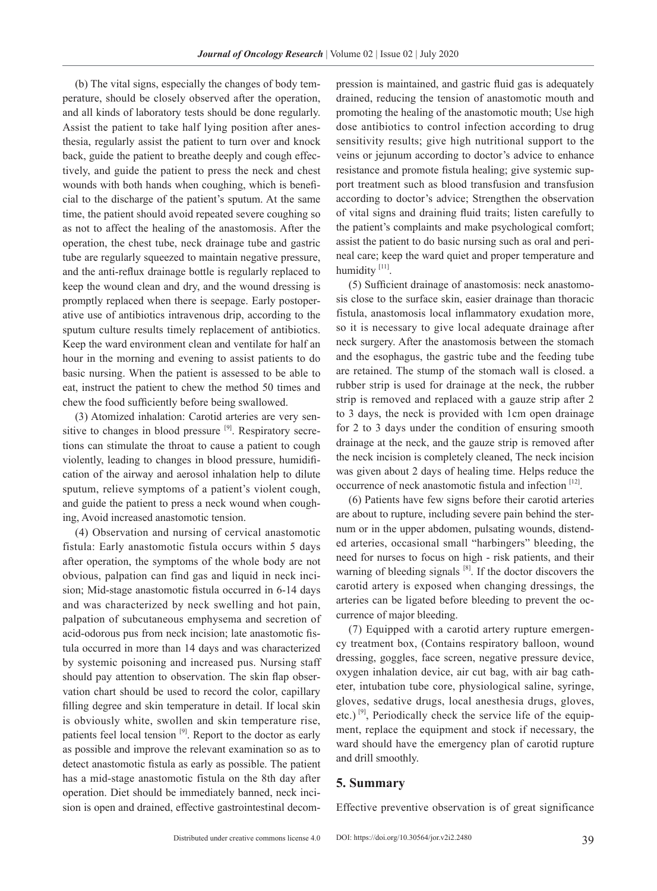(b) The vital signs, especially the changes of body temperature, should be closely observed after the operation, and all kinds of laboratory tests should be done regularly. Assist the patient to take half lying position after anesthesia, regularly assist the patient to turn over and knock back, guide the patient to breathe deeply and cough effectively, and guide the patient to press the neck and chest wounds with both hands when coughing, which is beneficial to the discharge of the patient's sputum. At the same time, the patient should avoid repeated severe coughing so as not to affect the healing of the anastomosis. After the operation, the chest tube, neck drainage tube and gastric tube are regularly squeezed to maintain negative pressure, and the anti-reflux drainage bottle is regularly replaced to keep the wound clean and dry, and the wound dressing is promptly replaced when there is seepage. Early postoperative use of antibiotics intravenous drip, according to the sputum culture results timely replacement of antibiotics. Keep the ward environment clean and ventilate for half an hour in the morning and evening to assist patients to do basic nursing. When the patient is assessed to be able to eat, instruct the patient to chew the method 50 times and chew the food sufficiently before being swallowed.

(3) Atomized inhalation: Carotid arteries are very sensitive to changes in blood pressure [9]. Respiratory secretions can stimulate the throat to cause a patient to cough violently, leading to changes in blood pressure, humidification of the airway and aerosol inhalation help to dilute sputum, relieve symptoms of a patient's violent cough, and guide the patient to press a neck wound when coughing, Avoid increased anastomotic tension.

(4) Observation and nursing of cervical anastomotic fistula: Early anastomotic fistula occurs within 5 days after operation, the symptoms of the whole body are not obvious, palpation can find gas and liquid in neck incision; Mid-stage anastomotic fistula occurred in 6-14 days and was characterized by neck swelling and hot pain, palpation of subcutaneous emphysema and secretion of acid-odorous pus from neck incision; late anastomotic fistula occurred in more than 14 days and was characterized by systemic poisoning and increased pus. Nursing staff should pay attention to observation. The skin flap observation chart should be used to record the color, capillary filling degree and skin temperature in detail. If local skin is obviously white, swollen and skin temperature rise, patients feel local tension [9]. Report to the doctor as early as possible and improve the relevant examination so as to detect anastomotic fistula as early as possible. The patient has a mid-stage anastomotic fistula on the 8th day after operation. Diet should be immediately banned, neck incision is open and drained, effective gastrointestinal decompression is maintained, and gastric fluid gas is adequately drained, reducing the tension of anastomotic mouth and promoting the healing of the anastomotic mouth; Use high dose antibiotics to control infection according to drug sensitivity results; give high nutritional support to the veins or jejunum according to doctor's advice to enhance resistance and promote fistula healing; give systemic support treatment such as blood transfusion and transfusion according to doctor's advice; Strengthen the observation of vital signs and draining fluid traits; listen carefully to the patient's complaints and make psychological comfort; assist the patient to do basic nursing such as oral and perineal care; keep the ward quiet and proper temperature and humidity [11].

(5) Sufficient drainage of anastomosis: neck anastomosis close to the surface skin, easier drainage than thoracic fistula, anastomosis local inflammatory exudation more, so it is necessary to give local adequate drainage after neck surgery. After the anastomosis between the stomach and the esophagus, the gastric tube and the feeding tube are retained. The stump of the stomach wall is closed. a rubber strip is used for drainage at the neck, the rubber strip is removed and replaced with a gauze strip after 2 to 3 days, the neck is provided with 1cm open drainage for 2 to 3 days under the condition of ensuring smooth drainage at the neck, and the gauze strip is removed after the neck incision is completely cleaned, The neck incision was given about 2 days of healing time. Helps reduce the occurrence of neck anastomotic fistula and infection [12].

(6) Patients have few signs before their carotid arteries are about to rupture, including severe pain behind the sternum or in the upper abdomen, pulsating wounds, distended arteries, occasional small "harbingers" bleeding, the need for nurses to focus on high - risk patients, and their warning of bleeding signals [8]. If the doctor discovers the carotid artery is exposed when changing dressings, the arteries can be ligated before bleeding to prevent the occurrence of major bleeding.

(7) Equipped with a carotid artery rupture emergency treatment box, (Contains respiratory balloon, wound dressing, goggles, face screen, negative pressure device, oxygen inhalation device, air cut bag, with air bag catheter, intubation tube core, physiological saline, syringe, gloves, sedative drugs, local anesthesia drugs, gloves, etc.) [9], Periodically check the service life of the equipment, replace the equipment and stock if necessary, the ward should have the emergency plan of carotid rupture and drill smoothly.

## 5. Summary

Effective preventive observation is of great significance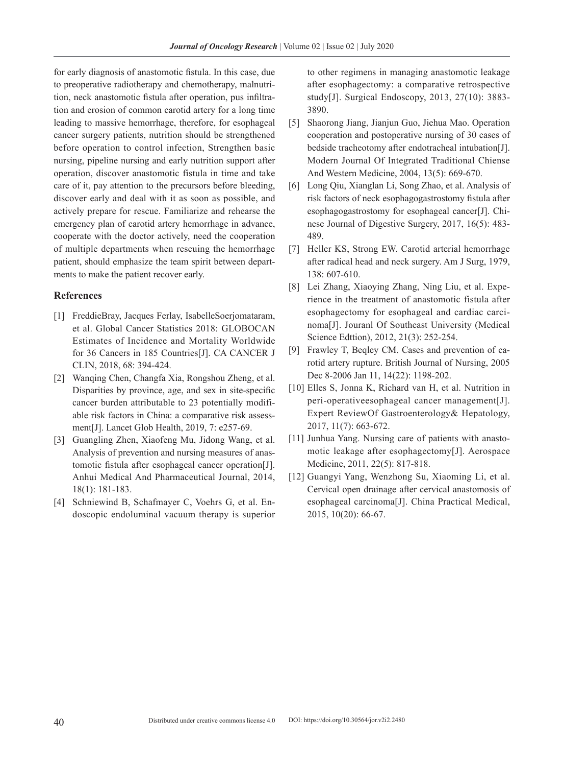for early diagnosis of anastomotic fistula. In this case, due to preoperative radiotherapy and chemotherapy, malnutrition, neck anastomotic fistula after operation, pus infiltration and erosion of common carotid artery for a long time leading to massive hemorrhage, therefore, for esophageal cancer surgery patients, nutrition should be strengthened before operation to control infection, Strengthen basic nursing, pipeline nursing and early nutrition support after operation, discover anastomotic fistula in time and take care of it, pay attention to the precursors before bleeding, discover early and deal with it as soon as possible, and actively prepare for rescue. Familiarize and rehearse the emergency plan of carotid artery hemorrhage in advance, cooperate with the doctor actively, need the cooperation of multiple departments when rescuing the hemorrhage patient, should emphasize the team spirit between departments to make the patient recover early.

## References

[1] FreddieBray, Jacques Ferlay, IsabelleSoerjomataram, et al. Global Cancer Statistics 2018: GLOBOCAN Estimates of Incidence and Mortality Worldwide for 36 Cancers in 185 Countries[J]. CA CANCER J CLIN, 2018, 68: 394-424.

[2] Wanqing Chen, Changfa Xia, Rongshou Zheng, et al. Disparities by province, age, and sex in site-specific cancer burden attributable to 23 potentially modifiable risk factors in China: a comparative risk assessment[J]. Lancet Glob Health, 2019, 7: e257-69.

[3] Guangling Zhen, Xiaofeng Mu, Jidong Wang, et al. Analysis of prevention and nursing measures of anastomotic fistula after esophageal cancer operation[J]. Anhui Medical And Pharmaceutical Journal, 2014, 18(1): 181-183.

[4] Schniewind B, Schafmayer C, Voehrs G, et al. Endoscopic endoluminal vacuum therapy is superior to other regimens in managing anastomotic leakage after esophagectomy: a comparative retrospective study[J]. Surgical Endoscopy, 2013, 27(10): 3883-3890.

[5] Shaorong Jiang, Jianjun Guo, Jiehua Mao. Operation cooperation and postoperative nursing of 30 cases of bedside tracheotomy after endotracheal intubation[J]. Modern Journal Of Integrated Traditional Chiense And Western Medicine, 2004, 13(5): 669-670.

[6] Long Qiu, Xianglan Li, Song Zhao, et al. Analysis of risk factors of neck esophagogastrostomy fistula after esophagogastrostomy for esophageal cancer[J]. Chinese Journal of Digestive Surgery, 2017, 16(5): 483-489.

[7] Heller KS, Strong EW. Carotid arterial hemorrhage after radical head and neck surgery. Am J Surg, 1979, 138: 607-610.

[8] Lei Zhang, Xiaoying Zhang, Ning Liu, et al. Experience in the treatment of anastomotic fistula after esophagectomy for esophageal and cardiac carcinoma[J]. Jouranl Of Southeast University (Medical Science Edttion), 2012, 21(3): 252-254.

[9] Frawley T, Beqley CM. Cases and prevention of carotid artery rupture. British Journal of Nursing, 2005 Dec 8-2006 Jan 11, 14(22): 1198-202.

[10] Elles S, Jonna K, Richard van H, et al. Nutrition in peri-operativeesophageal cancer management[J]. Expert ReviewOf Gastroenterology& Hepatology, 2017, 11(7): 663-672.

[11] Junhua Yang. Nursing care of patients with anastomotic leakage after esophagectomy[J]. Aerospace Medicine, 2011, 22(5): 817-818.

[12] Guangyi Yang, Wenzhong Su, Xiaoming Li, et al. Cervical open drainage after cervical anastomosis of esophageal carcinoma[J]. China Practical Medical, 2015, 10(20): 66-67.